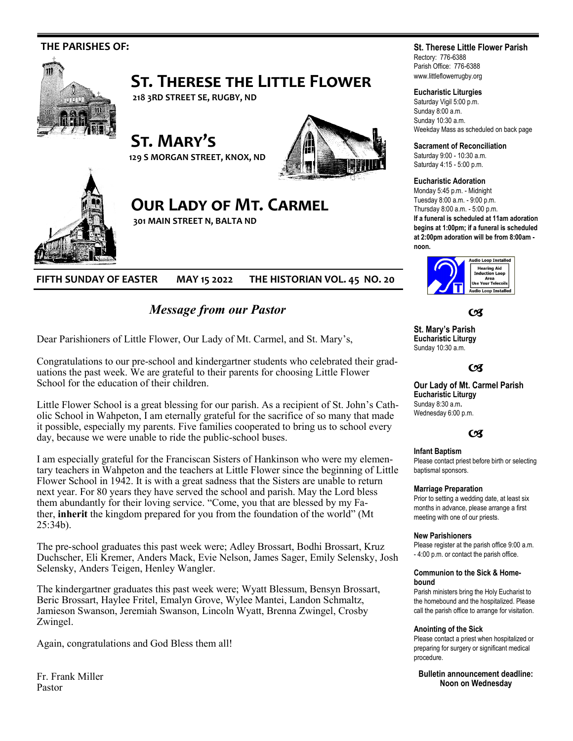**THE PARISHES OF:**

# ST. THERESE THE LITTLE FLOWER

**218 3RD STREET SE, RUGBY, ND**

# ST. MARY'S

**129 S MORGAN STREET, KNOX, ND**

# OUR LADY OF MT. CARMEL

**301 MAIN STREET N, BALTA ND**

**FIFTH SUNDAY OF EASTER MAY 15 2022 THE HISTORIAN VOL. 45 NO. 20**

## *Message from our Pastor*

Dear Parishioners of Little Flower, Our Lady of Mt. Carmel, and St. Mary's,

Congratulations to our pre-school and kindergartner students who celebrated their graduations the past week. We are grateful to their parents for choosing Little Flower School for the education of their children.

Little Flower School is a great blessing for our parish. As a recipient of St. John's Catholic School in Wahpeton, I am eternally grateful for the sacrifice of so many that made it possible, especially my parents. Five families cooperated to bring us to school every day, because we were unable to ride the public-school buses.

I am especially grateful for the Franciscan Sisters of Hankinson who were my elementary teachers in Wahpeton and the teachers at Little Flower since the beginning of Little Flower School in 1942. It is with a great sadness that the Sisters are unable to return next year. For 80 years they have served the school and parish. May the Lord bless them abundantly for their loving service. "Come, you that are blessed by my Father, **inherit** the kingdom prepared for you from the foundation of the world" (Mt 25:34b).

The pre-school graduates this past week were; Adley Brossart, Bodhi Brossart, Kruz Duchscher, Eli Kremer, Anders Mack, Evie Nelson, James Sager, Emily Selensky, Josh Selensky, Anders Teigen, Henley Wangler.

The kindergartner graduates this past week were; Wyatt Blessum, Bensyn Brossart, Beric Brossart, Haylee Fritel, Emalyn Grove, Wylee Mantei, Landon Schmaltz, Jamieson Swanson, Jeremiah Swanson, Lincoln Wyatt, Brenna Zwingel, Crosby Zwingel.

Again, congratulations and God Bless them all!

Fr. Frank Miller
Pastor

**St. Therese Little Flower Parish**
Rectory: 776-6388
Parish Office: 776-6388
www.littleflowerrugby.org

**Eucharistic Liturgies**
Saturday Vigil 5:00 p.m.
Sunday 8:00 a.m.
Sunday 10:30 a.m.
Weekday Mass as scheduled on back page

**Sacrament of Reconciliation**
Saturday 9:00 - 10:30 a.m.
Saturday 4:15 - 5:00 p.m.

**Eucharistic Adoration**
Monday 5:45 p.m. - Midnight
Tuesday 8:00 a.m. - 9:00 p.m.
Thursday 8:00 a.m. - 5:00 p.m.
**If a funeral is scheduled at 11am adoration begins at 1:00pm; if a funeral is scheduled at 2:00pm adoration will be from 8:00am - noon.**

Audio Loop Installed — Hearing Aid Induction Loop Area — Use Your Telecoils

**St. Mary's Parish**
**Eucharistic Liturgy**
Sunday 10:30 a.m.

**Our Lady of Mt. Carmel Parish**
**Eucharistic Liturgy**
Sunday 8:30 a.m.
Wednesday 6:00 p.m.

**Infant Baptism**
Please contact priest before birth or selecting baptismal sponsors.

**Marriage Preparation**
Prior to setting a wedding date, at least six months in advance, please arrange a first meeting with one of our priests.

**New Parishioners**
Please register at the parish office 9:00 a.m. - 4:00 p.m. or contact the parish office.

**Communion to the Sick & Homebound**
Parish ministers bring the Holy Eucharist to the homebound and the hospitalized. Please call the parish office to arrange for visitation.

**Anointing of the Sick**
Please contact a priest when hospitalized or preparing for surgery or significant medical procedure.

**Bulletin announcement deadline: Noon on Wednesday**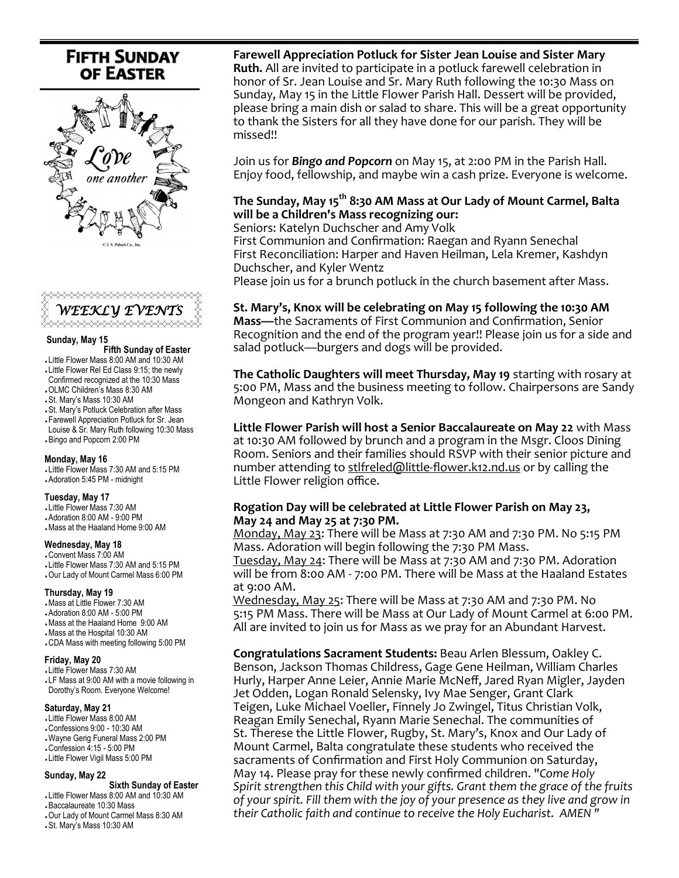# Fifth Sunday of Easter

*Love one another*

© J. S. Paluch Co., Inc.

## WEEKLY EVENTS

**Sunday, May 15**
**Fifth Sunday of Easter**

- Little Flower Mass 8:00 AM and 10:30 AM
- Little Flower Rel Ed Class 9:15; the newly Confirmed recognized at the 10:30 Mass
- OLMC Children's Mass 8:30 AM
- St. Mary's Mass 10:30 AM
- St. Mary's Potluck Celebration after Mass
- Farewell Appreciation Potluck for Sr. Jean Louise & Sr. Mary Ruth following 10:30 Mass
- Bingo and Popcorn 2:00 PM

**Monday, May 16**

- Little Flower Mass 7:30 AM and 5:15 PM
- Adoration 5:45 PM - midnight

**Tuesday, May 17**

- Little Flower Mass 7:30 AM
- Adoration 8:00 AM - 9:00 PM
- Mass at the Haaland Home 9:00 AM

**Wednesday, May 18**

- Convent Mass 7:00 AM
- Little Flower Mass 7:30 AM and 5:15 PM
- Our Lady of Mount Carmel Mass 6:00 PM

**Thursday, May 19**

- Mass at Little Flower 7:30 AM
- Adoration 8:00 AM - 5:00 PM
- Mass at the Haaland Home 9:00 AM
- Mass at the Hospital 10:30 AM
- CDA Mass with meeting following 5:00 PM

**Friday, May 20**

- Little Flower Mass 7:30 AM
- LF Mass at 9:00 AM with a movie following in Dorothy's Room. Everyone Welcome!

**Saturday, May 21**

- Little Flower Mass 8:00 AM
- Confessions 9:00 - 10:30 AM
- Wayne Gerig Funeral Mass 2:00 PM
- Confession 4:15 - 5:00 PM
- Little Flower Vigil Mass 5:00 PM

**Sunday, May 22**
**Sixth Sunday of Easter**

- Little Flower Mass 8:00 AM and 10:30 AM
- Baccalaureate 10:30 Mass
- Our Lady of Mount Carmel Mass 8:30 AM
- St. Mary's Mass 10:30 AM

**Farewell Appreciation Potluck for Sister Jean Louise and Sister Mary Ruth.** All are invited to participate in a potluck farewell celebration in honor of Sr. Jean Louise and Sr. Mary Ruth following the 10:30 Mass on Sunday, May 15 in the Little Flower Parish Hall. Dessert will be provided, please bring a main dish or salad to share. This will be a great opportunity to thank the Sisters for all they have done for our parish. They will be missed!!

Join us for ***Bingo and Popcorn*** on May 15, at 2:00 PM in the Parish Hall. Enjoy food, fellowship, and maybe win a cash prize. Everyone is welcome.

**The Sunday, May 15th 8:30 AM Mass at Our Lady of Mount Carmel, Balta will be a Children's Mass recognizing our:**
Seniors: Katelyn Duchscher and Amy Volk
First Communion and Confirmation: Raegan and Ryann Senechal
First Reconciliation: Harper and Haven Heilman, Lela Kremer, Kashdyn Duchscher, and Kyler Wentz
Please join us for a brunch potluck in the church basement after Mass.

**St. Mary's, Knox will be celebrating on May 15 following the 10:30 AM Mass—**the Sacraments of First Communion and Confirmation, Senior Recognition and the end of the program year!! Please join us for a side and salad potluck—burgers and dogs will be provided.

**The Catholic Daughters will meet Thursday, May 19** starting with rosary at 5:00 PM, Mass and the business meeting to follow. Chairpersons are Sandy Mongeon and Kathryn Volk.

**Little Flower Parish will host a Senior Baccalaureate on May 22** with Mass at 10:30 AM followed by brunch and a program in the Msgr. Cloos Dining Room. Seniors and their families should RSVP with their senior picture and number attending to stlfreled@little-flower.k12.nd.us or by calling the Little Flower religion office.

**Rogation Day will be celebrated at Little Flower Parish on May 23, May 24 and May 25 at 7:30 PM.**
Monday, May 23: There will be Mass at 7:30 AM and 7:30 PM. No 5:15 PM Mass. Adoration will begin following the 7:30 PM Mass.
Tuesday, May 24: There will be Mass at 7:30 AM and 7:30 PM. Adoration will be from 8:00 AM - 7:00 PM. There will be Mass at the Haaland Estates at 9:00 AM.
Wednesday, May 25: There will be Mass at 7:30 AM and 7:30 PM. No 5:15 PM Mass. There will be Mass at Our Lady of Mount Carmel at 6:00 PM. All are invited to join us for Mass as we pray for an Abundant Harvest.

**Congratulations Sacrament Students:** Beau Arlen Blessum, Oakley C. Benson, Jackson Thomas Childress, Gage Gene Heilman, William Charles Hurly, Harper Anne Leier, Annie Marie McNeff, Jared Ryan Migler, Jayden Jet Odden, Logan Ronald Selensky, Ivy Mae Senger, Grant Clark Teigen, Luke Michael Voeller, Finnely Jo Zwingel, Titus Christian Volk, Reagan Emily Senechal, Ryann Marie Senechal. The communities of St. Therese the Little Flower, Rugby, St. Mary's, Knox and Our Lady of Mount Carmel, Balta congratulate these students who received the sacraments of Confirmation and First Holy Communion on Saturday, May 14. Please pray for these newly confirmed children. "*Come Holy Spirit strengthen this Child with your gifts. Grant them the grace of the fruits of your spirit. Fill them with the joy of your presence as they live and grow in their Catholic faith and continue to receive the Holy Eucharist. AMEN "*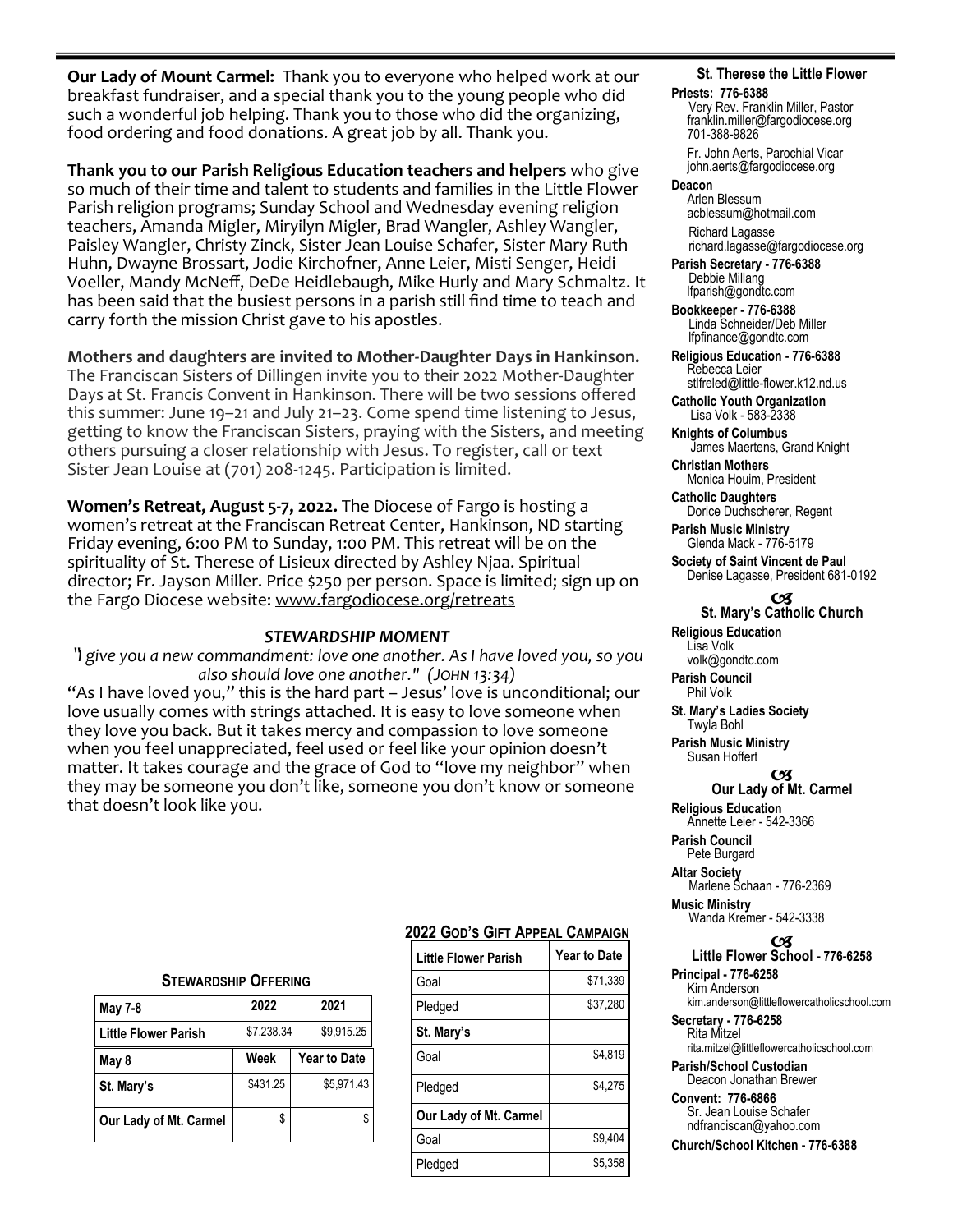**Our Lady of Mount Carmel:** Thank you to everyone who helped work at our breakfast fundraiser, and a special thank you to the young people who did such a wonderful job helping. Thank you to those who did the organizing, food ordering and food donations. A great job by all. Thank you.

**Thank you to our Parish Religious Education teachers and helpers** who give so much of their time and talent to students and families in the Little Flower Parish religion programs; Sunday School and Wednesday evening religion teachers, Amanda Migler, Miryilyn Migler, Brad Wangler, Ashley Wangler, Paisley Wangler, Christy Zinck, Sister Jean Louise Schafer, Sister Mary Ruth Huhn, Dwayne Brossart, Jodie Kirchofner, Anne Leier, Misti Senger, Heidi Voeller, Mandy McNeff, DeDe Heidlebaugh, Mike Hurly and Mary Schmaltz. It has been said that the busiest persons in a parish still find time to teach and carry forth the mission Christ gave to his apostles.

**Mothers and daughters are invited to Mother-Daughter Days in Hankinson.** The Franciscan Sisters of Dillingen invite you to their 2022 Mother-Daughter Days at St. Francis Convent in Hankinson. There will be two sessions offered this summer: June 19–21 and July 21–23. Come spend time listening to Jesus, getting to know the Franciscan Sisters, praying with the Sisters, and meeting others pursuing a closer relationship with Jesus. To register, call or text Sister Jean Louise at (701) 208-1245. Participation is limited.

**Women's Retreat, August 5-7, 2022.** The Diocese of Fargo is hosting a women's retreat at the Franciscan Retreat Center, Hankinson, ND starting Friday evening, 6:00 PM to Sunday, 1:00 PM. This retreat will be on the spirituality of St. Therese of Lisieux directed by Ashley Njaa. Spiritual director; Fr. Jayson Miller. Price $250 per person. Space is limited; sign up on the Fargo Diocese website: www.fargodiocese.org/retreats

### *STEWARDSHIP MOMENT*

*"I give you a new commandment: love one another. As I have loved you, so you also should love one another." (John 13:34)*

"As I have loved you," this is the hard part – Jesus' love is unconditional; our love usually comes with strings attached. It is easy to love someone when they love you back. But it takes mercy and compassion to love someone when you feel unappreciated, feel used or feel like your opinion doesn't matter. It takes courage and the grace of God to "love my neighbor" when they may be someone you don't like, someone you don't know or someone that doesn't look like you.

**Stewardship Offering**

| May 7-8 | 2022 | 2021 |
|---|---|---|
| Little Flower Parish | $7,238.34 | $9,915.25 |
| **May 8** | **Week** | **Year to Date** |
| St. Mary's | $431.25 | $5,971.43 |
| Our Lady of Mt. Carmel | $ | $ |

**2022 God's Gift Appeal Campaign**

| Little Flower Parish | Year to Date |
|---|---|
| Goal | $71,339 |
| Pledged | $37,280 |
| **St. Mary's** | |
| Goal | $4,819 |
| Pledged | $4,275 |
| **Our Lady of Mt. Carmel** | |
| Goal | $9,404 |
| Pledged | $5,358 |

### St. Therese the Little Flower

**Priests: 776-6388**
Very Rev. Franklin Miller, Pastor
franklin.miller@fargodiocese.org
701-388-9826
Fr. John Aerts, Parochial Vicar
john.aerts@fargodiocese.org

**Deacon**
Arlen Blessum
acblessum@hotmail.com
Richard Lagasse
richard.lagasse@fargodiocese.org

**Parish Secretary - 776-6388**
Debbie Millang
lfparish@gondtc.com

**Bookkeeper - 776-6388**
Linda Schneider/Deb Miller
lfpfinance@gondtc.com

**Religious Education - 776-6388**
Rebecca Leier
stlfreled@little-flower.k12.nd.us

**Catholic Youth Organization**
Lisa Volk - 583-2338

**Knights of Columbus**
James Maertens, Grand Knight

**Christian Mothers**
Monica Houim, President

**Catholic Daughters**
Dorice Duchscherer, Regent

**Parish Music Ministry**
Glenda Mack - 776-5179

**Society of Saint Vincent de Paul**
Denise Lagasse, President 681-0192

### St. Mary's Catholic Church

**Religious Education**
Lisa Volk
volk@gondtc.com

**Parish Council**
Phil Volk

**St. Mary's Ladies Society**
Twyla Bohl

**Parish Music Ministry**
Susan Hoffert

### Our Lady of Mt. Carmel

**Religious Education**
Annette Leier - 542-3366

**Parish Council**
Pete Burgard

**Altar Society**
Marlene Schaan - 776-2369

**Music Ministry**
Wanda Kremer - 542-3338

### Little Flower School - 776-6258

**Principal - 776-6258**
Kim Anderson
kim.anderson@littleflowercatholicschool.com

**Secretary - 776-6258**
Rita Mitzel
rita.mitzel@littleflowercatholicschool.com

**Parish/School Custodian**
Deacon Jonathan Brewer

**Convent: 776-6866**
Sr. Jean Louise Schafer
ndfranciscan@yahoo.com

**Church/School Kitchen - 776-6388**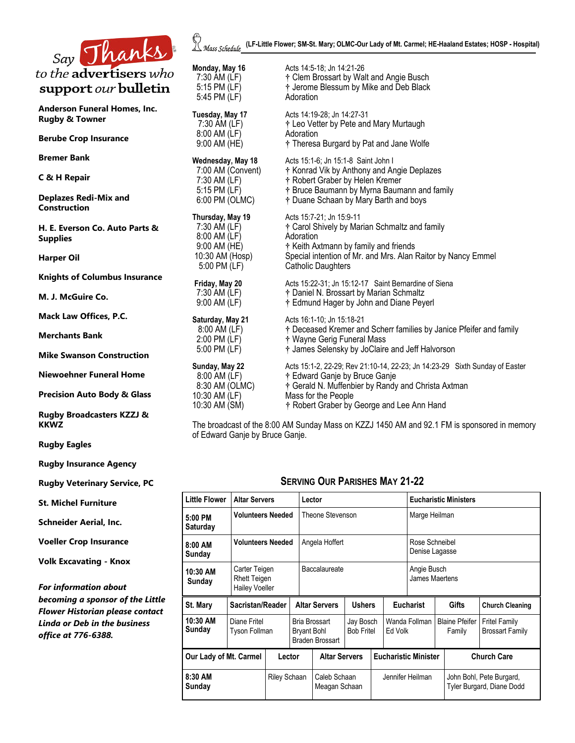## Say Thanks to the advertisers who support our bulletin

**Anderson Funeral Homes, Inc. Rugby & Towner**

**Berube Crop Insurance**

**Bremer Bank**

**C & H Repair**

**Deplazes Redi-Mix and Construction**

**H. E. Everson Co. Auto Parts & Supplies**

**Harper Oil**

**Knights of Columbus Insurance**

**M. J. McGuire Co.**

**Mack Law Offices, P.C.**

**Merchants Bank**

**Mike Swanson Construction**

**Niewoehner Funeral Home**

**Precision Auto Body & Glass**

**Rugby Broadcasters KZZJ & KKWZ**

**Rugby Eagles**

**Rugby Insurance Agency**

**Rugby Veterinary Service, PC**

**St. Michel Furniture**

**Schneider Aerial, Inc.**

**Voeller Crop Insurance**

**Volk Excavating - Knox**

***For information about becoming a sponsor of the Little Flower Historian please contact Linda or Deb in the business office at 776-6388.***

## Mass Schedule

**(LF-Little Flower; SM-St. Mary; OLMC-Our Lady of Mt. Carmel; HE-Haaland Estates; HOSP - Hospital)**

**Monday, May 16** — Acts 14:5-18; Jn 14:21-26
- 7:30 AM (LF) — † Clem Brossart by Walt and Angie Busch
- 5:15 PM (LF) — † Jerome Blessum by Mike and Deb Black
- 5:45 PM (LF) — Adoration

**Tuesday, May 17** — Acts 14:19-28; Jn 14:27-31
- 7:30 AM (LF) — † Leo Vetter by Pete and Mary Murtaugh
- 8:00 AM (LF) — Adoration
- 9:00 AM (HE) — † Theresa Burgard by Pat and Jane Wolfe

**Wednesday, May 18** — Acts 15:1-6; Jn 15:1-8 Saint John I
- 7:00 AM (Convent) — † Konrad Vik by Anthony and Angie Deplazes
- 7:30 AM (LF) — † Robert Graber by Helen Kremer
- 5:15 PM (LF) — † Bruce Baumann by Myrna Baumann and family
- 6:00 PM (OLMC) — † Duane Schaan by Mary Barth and boys

**Thursday, May 19** — Acts 15:7-21; Jn 15:9-11
- 7:30 AM (LF) — † Carol Shively by Marian Schmaltz and family
- 8:00 AM (LF) — Adoration
- 9:00 AM (HE) — † Keith Axtmann by family and friends
- 10:30 AM (Hosp) — Special intention of Mr. and Mrs. Alan Raitor by Nancy Emmel
- 5:00 PM (LF) — Catholic Daughters

**Friday, May 20** — Acts 15:22-31; Jn 15:12-17 Saint Bernardine of Siena
- 7:30 AM (LF) — † Daniel N. Brossart by Marian Schmaltz
- 9:00 AM (LF) — † Edmund Hager by John and Diane Peyerl

**Saturday, May 21** — Acts 16:1-10; Jn 15:18-21
- 8:00 AM (LF) — † Deceased Kremer and Scherr families by Janice Pfeifer and family
- 2:00 PM (LF) — † Wayne Gerig Funeral Mass
- 5:00 PM (LF) — † James Selensky by JoClaire and Jeff Halvorson

**Sunday, May 22** — Acts 15:1-2, 22-29; Rev 21:10-14, 22-23; Jn 14:23-29 Sixth Sunday of Easter
- 8:00 AM (LF) — † Edward Ganje by Bruce Ganje
- 8:30 AM (OLMC) — † Gerald N. Muffenbier by Randy and Christa Axtman
- 10:30 AM (LF) — Mass for the People
- 10:30 AM (SM) — † Robert Graber by George and Lee Ann Hand

The broadcast of the 8:00 AM Sunday Mass on KZZJ 1450 AM and 92.1 FM is sponsored in memory of Edward Ganje by Bruce Ganje.

## Serving Our Parishes May 21-22

| Little Flower | Altar Servers | Lector | Eucharistic Ministers |
|---|---|---|---|
| **5:00 PM Saturday** | **Volunteers Needed** | Theone Stevenson | Marge Heilman |
| **8:00 AM Sunday** | **Volunteers Needed** | Angela Hoffert | Rose Schneibel<br>Denise Lagasse |
| **10:30 AM Sunday** | Carter Teigen<br>Rhett Teigen<br>Hailey Voeller | Baccalaureate | Angie Busch<br>James Maertens |

| St. Mary | Sacristan/Reader | Altar Servers | Ushers | Eucharist | Gifts | Church Cleaning |
|---|---|---|---|---|---|---|
| **10:30 AM Sunday** | Diane Fritel<br>Tyson Follman | Bria Brossart<br>Bryant Bohl<br>Braden Brossart | Jay Bosch<br>Bob Fritel | Wanda Follman<br>Ed Volk | Blaine Pfeifer Family | Fritel Family<br>Brossart Family |

| Our Lady of Mt. Carmel | Lector | Altar Servers | Eucharistic Minister | Church Care |
|---|---|---|---|---|
| **8:30 AM Sunday** | Riley Schaan | Caleb Schaan<br>Meagan Schaan | Jennifer Heilman | John Bohl, Pete Burgard,<br>Tyler Burgard, Diane Dodd |